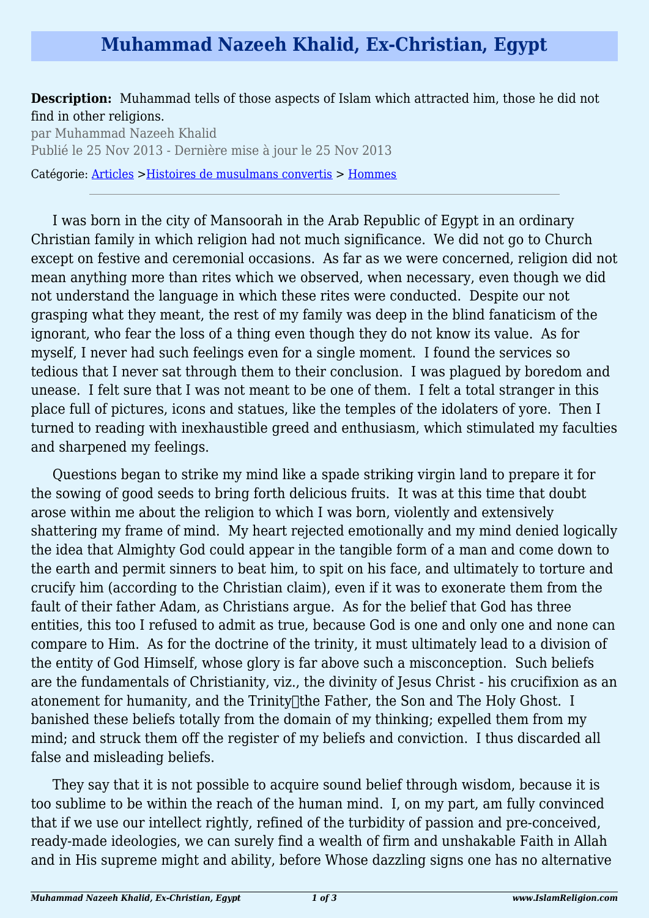# Muhammad Nazeeh Khalid, Ex-Christian, Egypt

**Description:** Muhammad tells of those aspects of Islam which attracted him, those he did not find in other religions.

par Muhammad Nazeeh Khalid

Publié le 25 Nov 2013 - Dernière mise à jour le 25 Nov 2013

Catégorie: Articles >Histoires de musulmans convertis > Hommes

---

I was born in the city of Mansoorah in the Arab Republic of Egypt in an ordinary Christian family in which religion had not much significance. We did not go to Church except on festive and ceremonial occasions. As far as we were concerned, religion did not mean anything more than rites which we observed, when necessary, even though we did not understand the language in which these rites were conducted. Despite our not grasping what they meant, the rest of my family was deep in the blind fanaticism of the ignorant, who fear the loss of a thing even though they do not know its value. As for myself, I never had such feelings even for a single moment. I found the services so tedious that I never sat through them to their conclusion. I was plagued by boredom and unease. I felt sure that I was not meant to be one of them. I felt a total stranger in this place full of pictures, icons and statues, like the temples of the idolaters of yore. Then I turned to reading with inexhaustible greed and enthusiasm, which stimulated my faculties and sharpened my feelings.

Questions began to strike my mind like a spade striking virgin land to prepare it for the sowing of good seeds to bring forth delicious fruits. It was at this time that doubt arose within me about the religion to which I was born, violently and extensively shattering my frame of mind. My heart rejected emotionally and my mind denied logically the idea that Almighty God could appear in the tangible form of a man and come down to the earth and permit sinners to beat him, to spit on his face, and ultimately to torture and crucify him (according to the Christian claim), even if it was to exonerate them from the fault of their father Adam, as Christians argue. As for the belief that God has three entities, this too I refused to admit as true, because God is one and only one and none can compare to Him. As for the doctrine of the trinity, it must ultimately lead to a division of the entity of God Himself, whose glory is far above such a misconception. Such beliefs are the fundamentals of Christianity, viz., the divinity of Jesus Christ - his crucifixion as an atonement for humanity, and the Trinity the Father, the Son and The Holy Ghost. I banished these beliefs totally from the domain of my thinking; expelled them from my mind; and struck them off the register of my beliefs and conviction. I thus discarded all false and misleading beliefs.

They say that it is not possible to acquire sound belief through wisdom, because it is too sublime to be within the reach of the human mind. I, on my part, am fully convinced that if we use our intellect rightly, refined of the turbidity of passion and pre-conceived, ready-made ideologies, we can surely find a wealth of firm and unshakable Faith in Allah and in His supreme might and ability, before Whose dazzling signs one has no alternative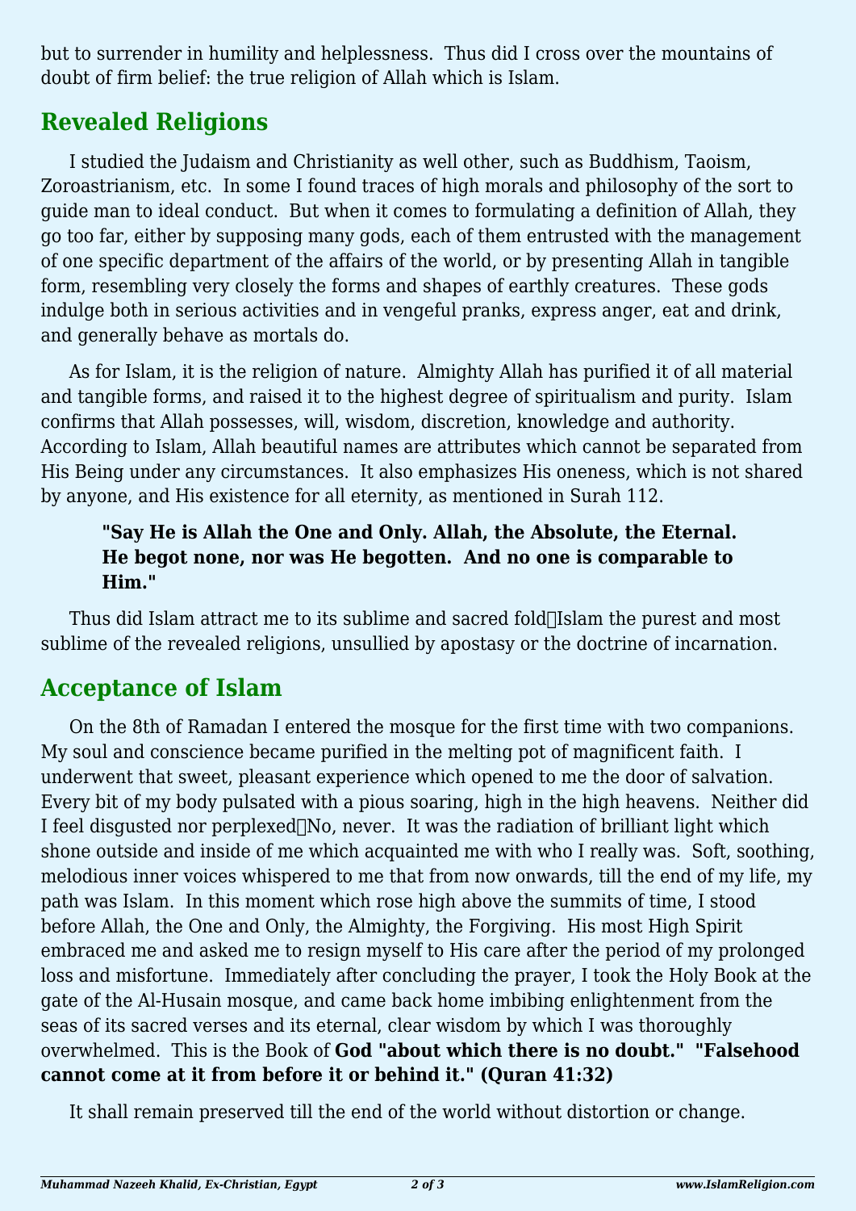but to surrender in humility and helplessness. Thus did I cross over the mountains of doubt of firm belief: the true religion of Allah which is Islam.

## Revealed Religions

I studied the Judaism and Christianity as well other, such as Buddhism, Taoism, Zoroastrianism, etc. In some I found traces of high morals and philosophy of the sort to guide man to ideal conduct. But when it comes to formulating a definition of Allah, they go too far, either by supposing many gods, each of them entrusted with the management of one specific department of the affairs of the world, or by presenting Allah in tangible form, resembling very closely the forms and shapes of earthly creatures. These gods indulge both in serious activities and in vengeful pranks, express anger, eat and drink, and generally behave as mortals do.

As for Islam, it is the religion of nature. Almighty Allah has purified it of all material and tangible forms, and raised it to the highest degree of spiritualism and purity. Islam confirms that Allah possesses, will, wisdom, discretion, knowledge and authority. According to Islam, Allah beautiful names are attributes which cannot be separated from His Being under any circumstances. It also emphasizes His oneness, which is not shared by anyone, and His existence for all eternity, as mentioned in Surah 112.

> **"Say He is Allah the One and Only. Allah, the Absolute, the Eternal. He begot none, nor was He begotten. And no one is comparable to Him."**

Thus did Islam attract me to its sublime and sacred fold Islam the purest and most sublime of the revealed religions, unsullied by apostasy or the doctrine of incarnation.

## Acceptance of Islam

On the 8th of Ramadan I entered the mosque for the first time with two companions. My soul and conscience became purified in the melting pot of magnificent faith. I underwent that sweet, pleasant experience which opened to me the door of salvation. Every bit of my body pulsated with a pious soaring, high in the high heavens. Neither did I feel disgusted nor perplexed No, never. It was the radiation of brilliant light which shone outside and inside of me which acquainted me with who I really was. Soft, soothing, melodious inner voices whispered to me that from now onwards, till the end of my life, my path was Islam. In this moment which rose high above the summits of time, I stood before Allah, the One and Only, the Almighty, the Forgiving. His most High Spirit embraced me and asked me to resign myself to His care after the period of my prolonged loss and misfortune. Immediately after concluding the prayer, I took the Holy Book at the gate of the Al-Husain mosque, and came back home imbibing enlightenment from the seas of its sacred verses and its eternal, clear wisdom by which I was thoroughly overwhelmed. This is the Book of **God "about which there is no doubt." "Falsehood cannot come at it from before it or behind it." (Quran 41:32)**

It shall remain preserved till the end of the world without distortion or change.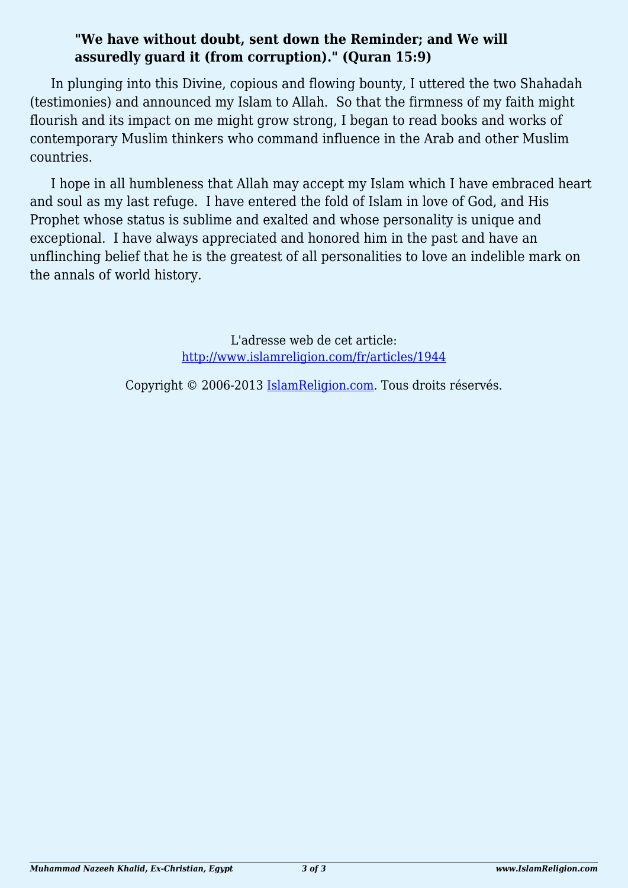**"We have without doubt, sent down the Reminder; and We will assuredly guard it (from corruption)." (Quran 15:9)**

In plunging into this Divine, copious and flowing bounty, I uttered the two Shahadah (testimonies) and announced my Islam to Allah. So that the firmness of my faith might flourish and its impact on me might grow strong, I began to read books and works of contemporary Muslim thinkers who command influence in the Arab and other Muslim countries.

I hope in all humbleness that Allah may accept my Islam which I have embraced heart and soul as my last refuge. I have entered the fold of Islam in love of God, and His Prophet whose status is sublime and exalted and whose personality is unique and exceptional. I have always appreciated and honored him in the past and have an unflinching belief that he is the greatest of all personalities to love an indelible mark on the annals of world history.

L'adresse web de cet article:
[http://www.islamreligion.com/fr/articles/1944](http://www.islamreligion.com/fr/articles/1944)

Copyright © 2006-2013 [IslamReligion.com](http://www.islamreligion.com). Tous droits réservés.